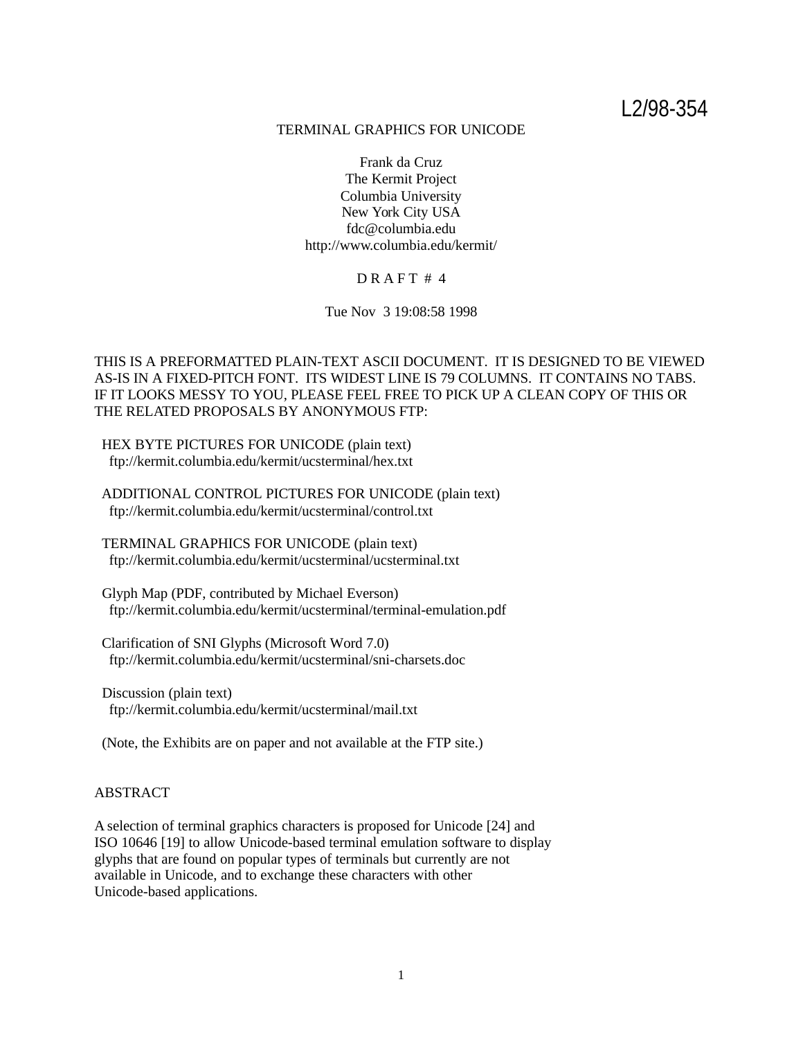L2/98-354

# TERMINAL GRAPHICS FOR UNICODE

Frank da Cruz
The Kermit Project
Columbia University
New York City USA
fdc@columbia.edu
http://www.columbia.edu/kermit/

D R A F T # 4

Tue Nov 3 19:08:58 1998

THIS IS A PREFORMATTED PLAIN-TEXT ASCII DOCUMENT. IT IS DESIGNED TO BE VIEWED AS-IS IN A FIXED-PITCH FONT. ITS WIDEST LINE IS 79 COLUMNS. IT CONTAINS NO TABS. IF IT LOOKS MESSY TO YOU, PLEASE FEEL FREE TO PICK UP A CLEAN COPY OF THIS OR THE RELATED PROPOSALS BY ANONYMOUS FTP:

HEX BYTE PICTURES FOR UNICODE (plain text)
ftp://kermit.columbia.edu/kermit/ucsterminal/hex.txt

ADDITIONAL CONTROL PICTURES FOR UNICODE (plain text)
ftp://kermit.columbia.edu/kermit/ucsterminal/control.txt

TERMINAL GRAPHICS FOR UNICODE (plain text)
ftp://kermit.columbia.edu/kermit/ucsterminal/ucsterminal.txt

Glyph Map (PDF, contributed by Michael Everson)
ftp://kermit.columbia.edu/kermit/ucsterminal/terminal-emulation.pdf

Clarification of SNI Glyphs (Microsoft Word 7.0)
ftp://kermit.columbia.edu/kermit/ucsterminal/sni-charsets.doc

Discussion (plain text)
ftp://kermit.columbia.edu/kermit/ucsterminal/mail.txt

(Note, the Exhibits are on paper and not available at the FTP site.)

## ABSTRACT

A selection of terminal graphics characters is proposed for Unicode [24] and ISO 10646 [19] to allow Unicode-based terminal emulation software to display glyphs that are found on popular types of terminals but currently are not available in Unicode, and to exchange these characters with other Unicode-based applications.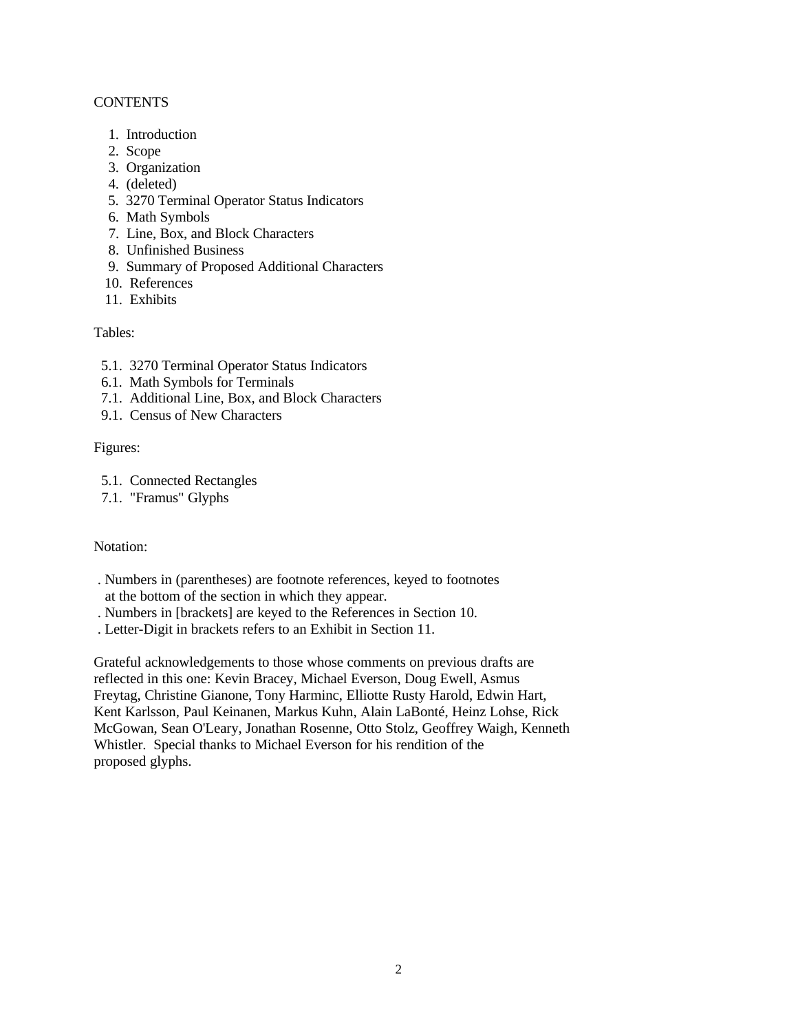CONTENTS

1. Introduction
2. Scope
3. Organization
4. (deleted)
5. 3270 Terminal Operator Status Indicators
6. Math Symbols
7. Line, Box, and Block Characters
8. Unfinished Business
9. Summary of Proposed Additional Characters
10. References
11. Exhibits

Tables:

- 5.1. 3270 Terminal Operator Status Indicators
- 6.1. Math Symbols for Terminals
- 7.1. Additional Line, Box, and Block Characters
- 9.1. Census of New Characters

Figures:

- 5.1. Connected Rectangles
- 7.1. "Framus" Glyphs

Notation:

- . Numbers in (parentheses) are footnote references, keyed to footnotes at the bottom of the section in which they appear.
- . Numbers in [brackets] are keyed to the References in Section 10.
- . Letter-Digit in brackets refers to an Exhibit in Section 11.

Grateful acknowledgements to those whose comments on previous drafts are reflected in this one: Kevin Bracey, Michael Everson, Doug Ewell, Asmus Freytag, Christine Gianone, Tony Harminc, Elliotte Rusty Harold, Edwin Hart, Kent Karlsson, Paul Keinanen, Markus Kuhn, Alain LaBonté, Heinz Lohse, Rick McGowan, Sean O'Leary, Jonathan Rosenne, Otto Stolz, Geoffrey Waigh, Kenneth Whistler. Special thanks to Michael Everson for his rendition of the proposed glyphs.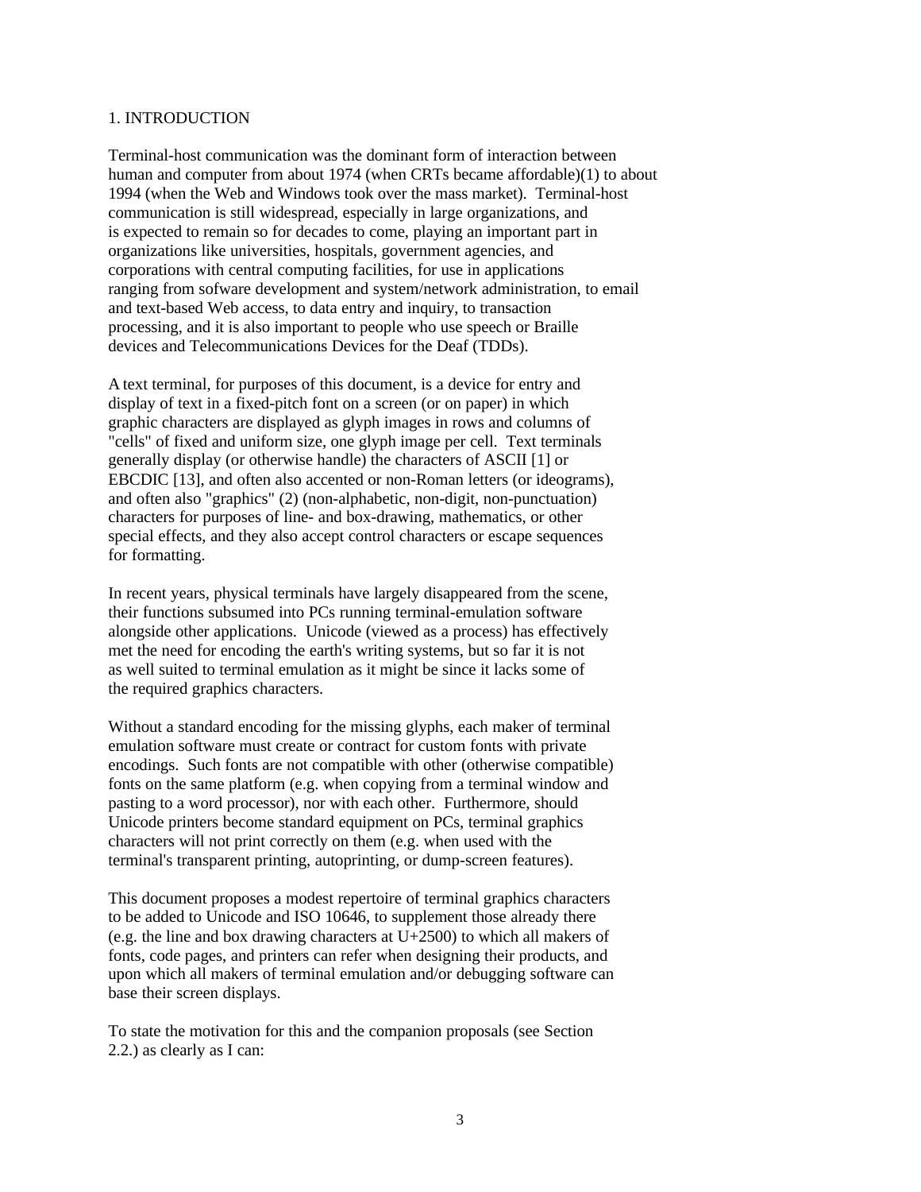# 1. INTRODUCTION

Terminal-host communication was the dominant form of interaction between human and computer from about 1974 (when CRTs became affordable)(1) to about 1994 (when the Web and Windows took over the mass market). Terminal-host communication is still widespread, especially in large organizations, and is expected to remain so for decades to come, playing an important part in organizations like universities, hospitals, government agencies, and corporations with central computing facilities, for use in applications ranging from sofware development and system/network administration, to email and text-based Web access, to data entry and inquiry, to transaction processing, and it is also important to people who use speech or Braille devices and Telecommunications Devices for the Deaf (TDDs).

A text terminal, for purposes of this document, is a device for entry and display of text in a fixed-pitch font on a screen (or on paper) in which graphic characters are displayed as glyph images in rows and columns of "cells" of fixed and uniform size, one glyph image per cell. Text terminals generally display (or otherwise handle) the characters of ASCII [1] or EBCDIC [13], and often also accented or non-Roman letters (or ideograms), and often also "graphics" (2) (non-alphabetic, non-digit, non-punctuation) characters for purposes of line- and box-drawing, mathematics, or other special effects, and they also accept control characters or escape sequences for formatting.

In recent years, physical terminals have largely disappeared from the scene, their functions subsumed into PCs running terminal-emulation software alongside other applications. Unicode (viewed as a process) has effectively met the need for encoding the earth's writing systems, but so far it is not as well suited to terminal emulation as it might be since it lacks some of the required graphics characters.

Without a standard encoding for the missing glyphs, each maker of terminal emulation software must create or contract for custom fonts with private encodings. Such fonts are not compatible with other (otherwise compatible) fonts on the same platform (e.g. when copying from a terminal window and pasting to a word processor), nor with each other. Furthermore, should Unicode printers become standard equipment on PCs, terminal graphics characters will not print correctly on them (e.g. when used with the terminal's transparent printing, autoprinting, or dump-screen features).

This document proposes a modest repertoire of terminal graphics characters to be added to Unicode and ISO 10646, to supplement those already there (e.g. the line and box drawing characters at U+2500) to which all makers of fonts, code pages, and printers can refer when designing their products, and upon which all makers of terminal emulation and/or debugging software can base their screen displays.

To state the motivation for this and the companion proposals (see Section 2.2.) as clearly as I can: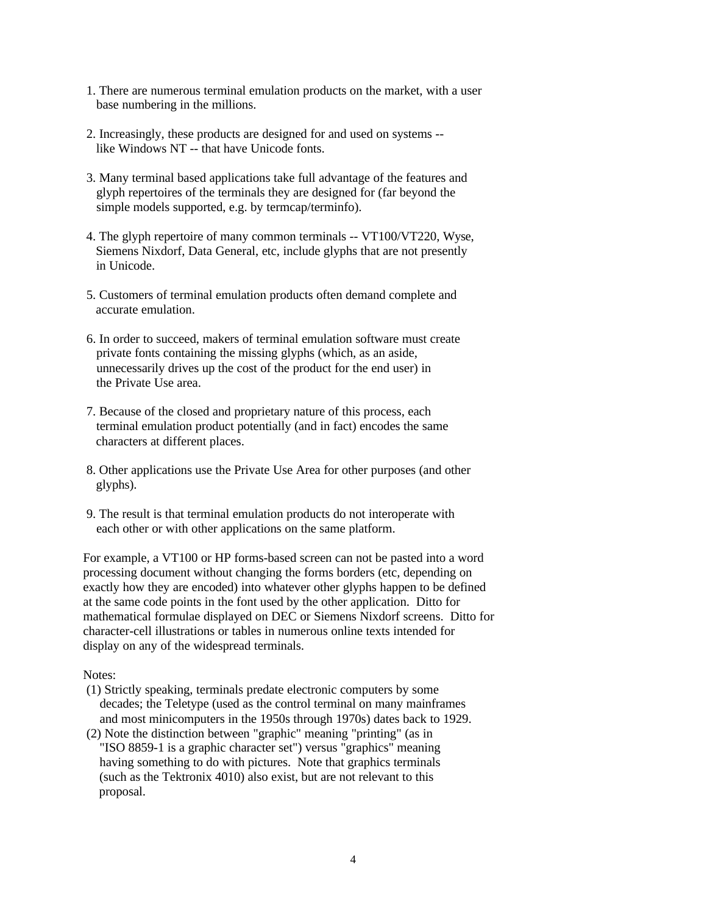1. There are numerous terminal emulation products on the market, with a user base numbering in the millions.

2. Increasingly, these products are designed for and used on systems -- like Windows NT -- that have Unicode fonts.

3. Many terminal based applications take full advantage of the features and glyph repertoires of the terminals they are designed for (far beyond the simple models supported, e.g. by termcap/terminfo).

4. The glyph repertoire of many common terminals -- VT100/VT220, Wyse, Siemens Nixdorf, Data General, etc, include glyphs that are not presently in Unicode.

5. Customers of terminal emulation products often demand complete and accurate emulation.

6. In order to succeed, makers of terminal emulation software must create private fonts containing the missing glyphs (which, as an aside, unnecessarily drives up the cost of the product for the end user) in the Private Use area.

7. Because of the closed and proprietary nature of this process, each terminal emulation product potentially (and in fact) encodes the same characters at different places.

8. Other applications use the Private Use Area for other purposes (and other glyphs).

9. The result is that terminal emulation products do not interoperate with each other or with other applications on the same platform.

For example, a VT100 or HP forms-based screen can not be pasted into a word processing document without changing the forms borders (etc, depending on exactly how they are encoded) into whatever other glyphs happen to be defined at the same code points in the font used by the other application. Ditto for mathematical formulae displayed on DEC or Siemens Nixdorf screens. Ditto for character-cell illustrations or tables in numerous online texts intended for display on any of the widespread terminals.

Notes:

(1) Strictly speaking, terminals predate electronic computers by some decades; the Teletype (used as the control terminal on many mainframes and most minicomputers in the 1950s through 1970s) dates back to 1929.

(2) Note the distinction between "graphic" meaning "printing" (as in "ISO 8859-1 is a graphic character set") versus "graphics" meaning having something to do with pictures. Note that graphics terminals (such as the Tektronix 4010) also exist, but are not relevant to this proposal.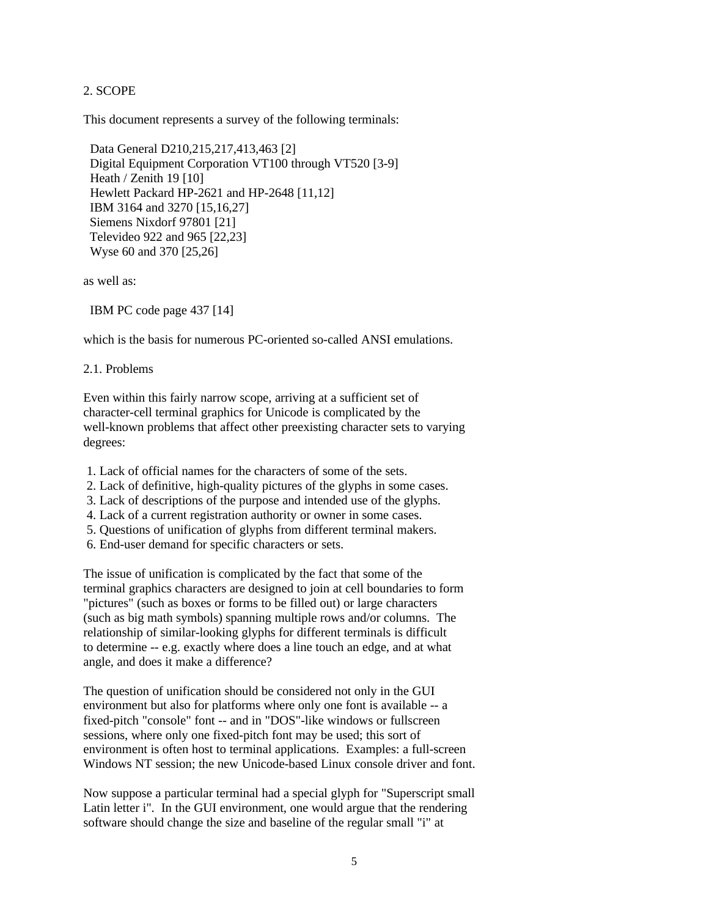## 2. SCOPE

This document represents a survey of the following terminals:

- Data General D210,215,217,413,463 [2]
- Digital Equipment Corporation VT100 through VT520 [3-9]
- Heath / Zenith 19 [10]
- Hewlett Packard HP-2621 and HP-2648 [11,12]
- IBM 3164 and 3270 [15,16,27]
- Siemens Nixdorf 97801 [21]
- Televideo 922 and 965 [22,23]
- Wyse 60 and 370 [25,26]

as well as:

- IBM PC code page 437 [14]

which is the basis for numerous PC-oriented so-called ANSI emulations.

### 2.1. Problems

Even within this fairly narrow scope, arriving at a sufficient set of character-cell terminal graphics for Unicode is complicated by the well-known problems that affect other preexisting character sets to varying degrees:

1. Lack of official names for the characters of some of the sets.
2. Lack of definitive, high-quality pictures of the glyphs in some cases.
3. Lack of descriptions of the purpose and intended use of the glyphs.
4. Lack of a current registration authority or owner in some cases.
5. Questions of unification of glyphs from different terminal makers.
6. End-user demand for specific characters or sets.

The issue of unification is complicated by the fact that some of the terminal graphics characters are designed to join at cell boundaries to form "pictures" (such as boxes or forms to be filled out) or large characters (such as big math symbols) spanning multiple rows and/or columns. The relationship of similar-looking glyphs for different terminals is difficult to determine -- e.g. exactly where does a line touch an edge, and at what angle, and does it make a difference?

The question of unification should be considered not only in the GUI environment but also for platforms where only one font is available -- a fixed-pitch "console" font -- and in "DOS"-like windows or fullscreen sessions, where only one fixed-pitch font may be used; this sort of environment is often host to terminal applications. Examples: a full-screen Windows NT session; the new Unicode-based Linux console driver and font.

Now suppose a particular terminal had a special glyph for "Superscript small Latin letter i". In the GUI environment, one would argue that the rendering software should change the size and baseline of the regular small "i" at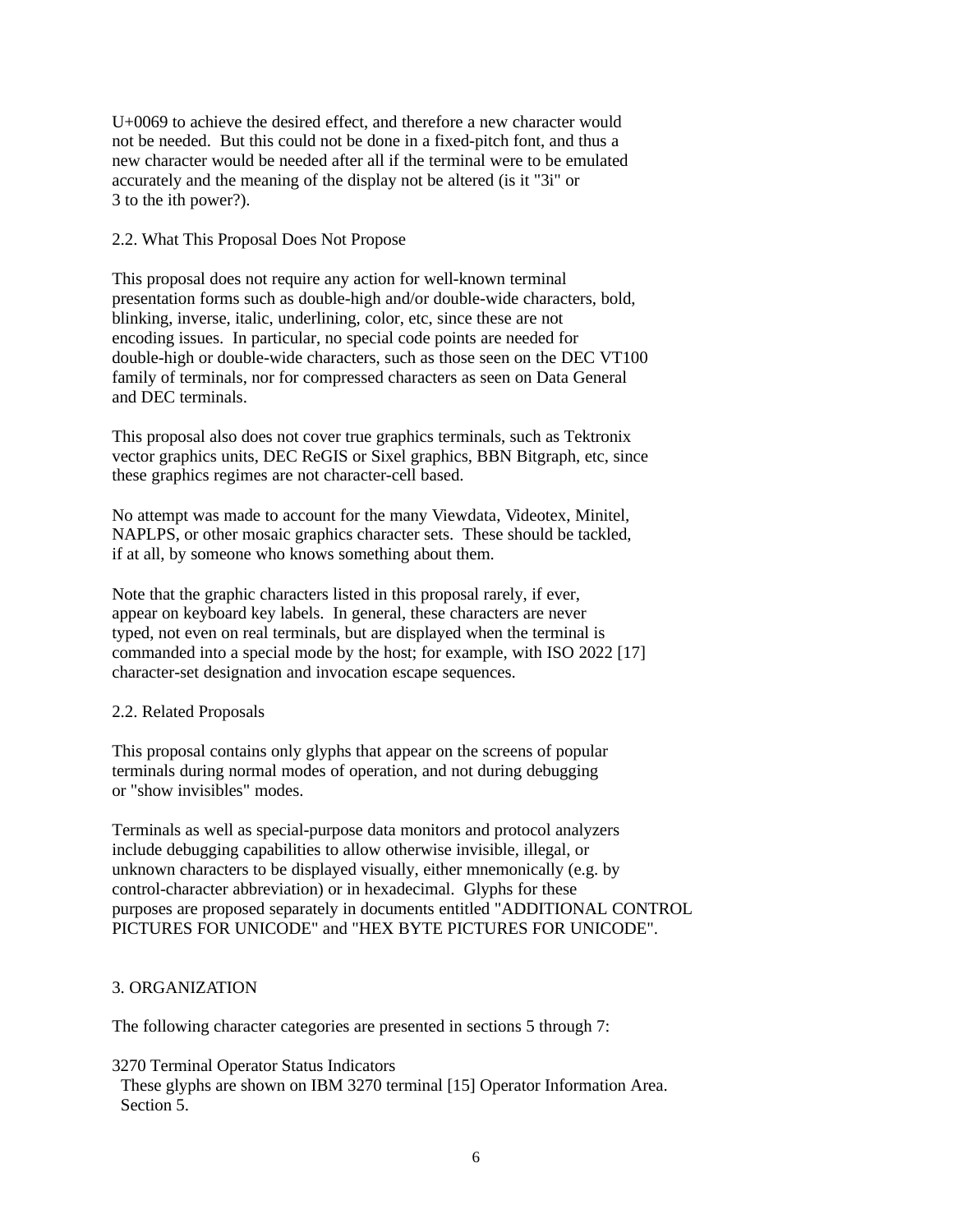U+0069 to achieve the desired effect, and therefore a new character would not be needed. But this could not be done in a fixed-pitch font, and thus a new character would be needed after all if the terminal were to be emulated accurately and the meaning of the display not be altered (is it "3i" or 3 to the ith power?).

## 2.2. What This Proposal Does Not Propose

This proposal does not require any action for well-known terminal presentation forms such as double-high and/or double-wide characters, bold, blinking, inverse, italic, underlining, color, etc, since these are not encoding issues. In particular, no special code points are needed for double-high or double-wide characters, such as those seen on the DEC VT100 family of terminals, nor for compressed characters as seen on Data General and DEC terminals.

This proposal also does not cover true graphics terminals, such as Tektronix vector graphics units, DEC ReGIS or Sixel graphics, BBN Bitgraph, etc, since these graphics regimes are not character-cell based.

No attempt was made to account for the many Viewdata, Videotex, Minitel, NAPLPS, or other mosaic graphics character sets. These should be tackled, if at all, by someone who knows something about them.

Note that the graphic characters listed in this proposal rarely, if ever, appear on keyboard key labels. In general, these characters are never typed, not even on real terminals, but are displayed when the terminal is commanded into a special mode by the host; for example, with ISO 2022 [17] character-set designation and invocation escape sequences.

## 2.2. Related Proposals

This proposal contains only glyphs that appear on the screens of popular terminals during normal modes of operation, and not during debugging or "show invisibles" modes.

Terminals as well as special-purpose data monitors and protocol analyzers include debugging capabilities to allow otherwise invisible, illegal, or unknown characters to be displayed visually, either mnemonically (e.g. by control-character abbreviation) or in hexadecimal. Glyphs for these purposes are proposed separately in documents entitled "ADDITIONAL CONTROL PICTURES FOR UNICODE" and "HEX BYTE PICTURES FOR UNICODE".

# 3. ORGANIZATION

The following character categories are presented in sections 5 through 7:

3270 Terminal Operator Status Indicators
  These glyphs are shown on IBM 3270 terminal [15] Operator Information Area.
  Section 5.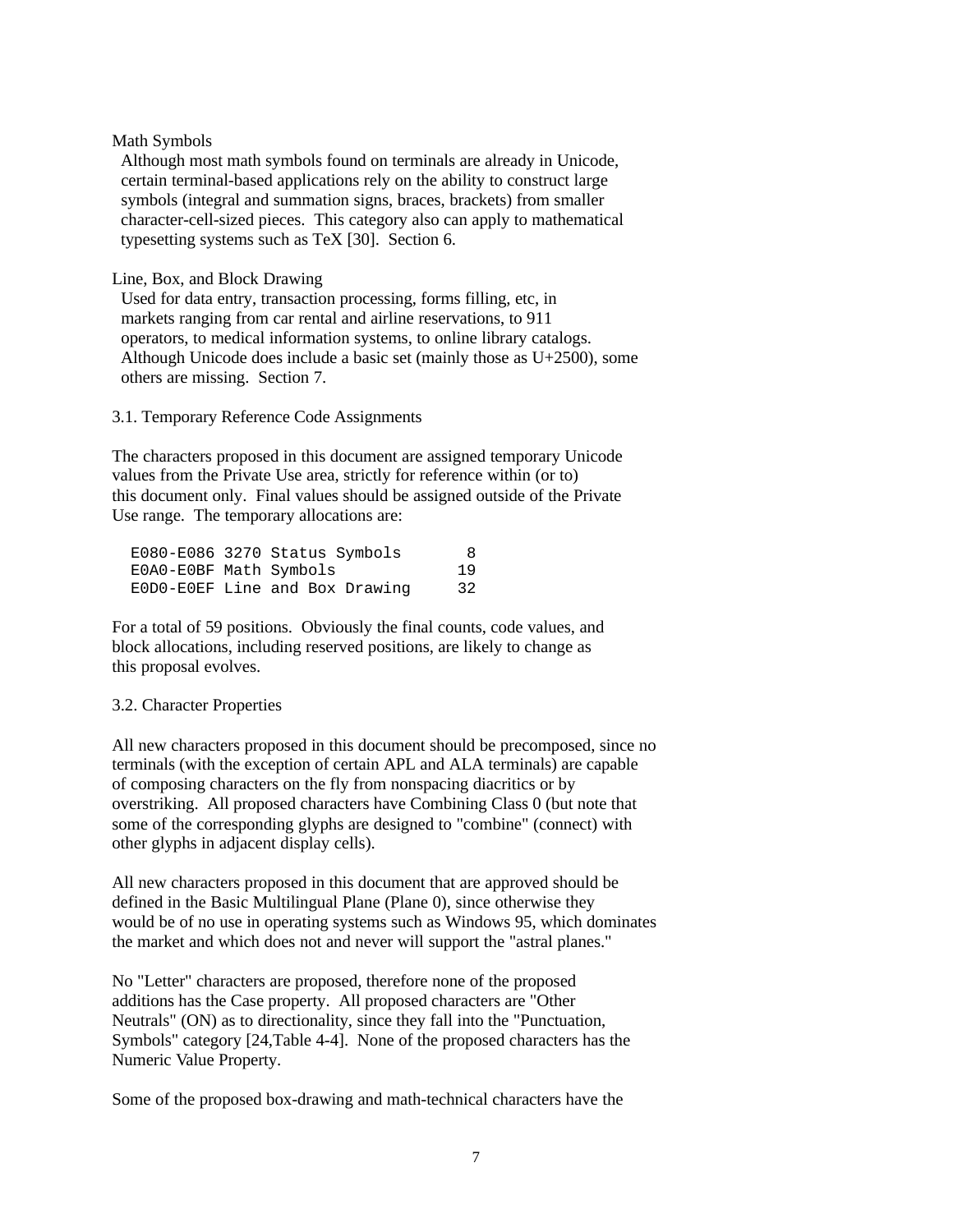Math Symbols

Although most math symbols found on terminals are already in Unicode, certain terminal-based applications rely on the ability to construct large symbols (integral and summation signs, braces, brackets) from smaller character-cell-sized pieces. This category also can apply to mathematical typesetting systems such as TeX [30]. Section 6.

Line, Box, and Block Drawing

Used for data entry, transaction processing, forms filling, etc, in markets ranging from car rental and airline reservations, to 911 operators, to medical information systems, to online library catalogs. Although Unicode does include a basic set (mainly those as U+2500), some others are missing. Section 7.

### 3.1. Temporary Reference Code Assignments

The characters proposed in this document are assigned temporary Unicode values from the Private Use area, strictly for reference within (or to) this document only. Final values should be assigned outside of the Private Use range. The temporary allocations are:

```
E080-E086 3270 Status Symbols       8
E0A0-E0BF Math Symbols             19
E0D0-E0EF Line and Box Drawing     32
```

For a total of 59 positions. Obviously the final counts, code values, and block allocations, including reserved positions, are likely to change as this proposal evolves.

### 3.2. Character Properties

All new characters proposed in this document should be precomposed, since no terminals (with the exception of certain APL and ALA terminals) are capable of composing characters on the fly from nonspacing diacritics or by overstriking. All proposed characters have Combining Class 0 (but note that some of the corresponding glyphs are designed to "combine" (connect) with other glyphs in adjacent display cells).

All new characters proposed in this document that are approved should be defined in the Basic Multilingual Plane (Plane 0), since otherwise they would be of no use in operating systems such as Windows 95, which dominates the market and which does not and never will support the "astral planes."

No "Letter" characters are proposed, therefore none of the proposed additions has the Case property. All proposed characters are "Other Neutrals" (ON) as to directionality, since they fall into the "Punctuation, Symbols" category [24,Table 4-4]. None of the proposed characters has the Numeric Value Property.

Some of the proposed box-drawing and math-technical characters have the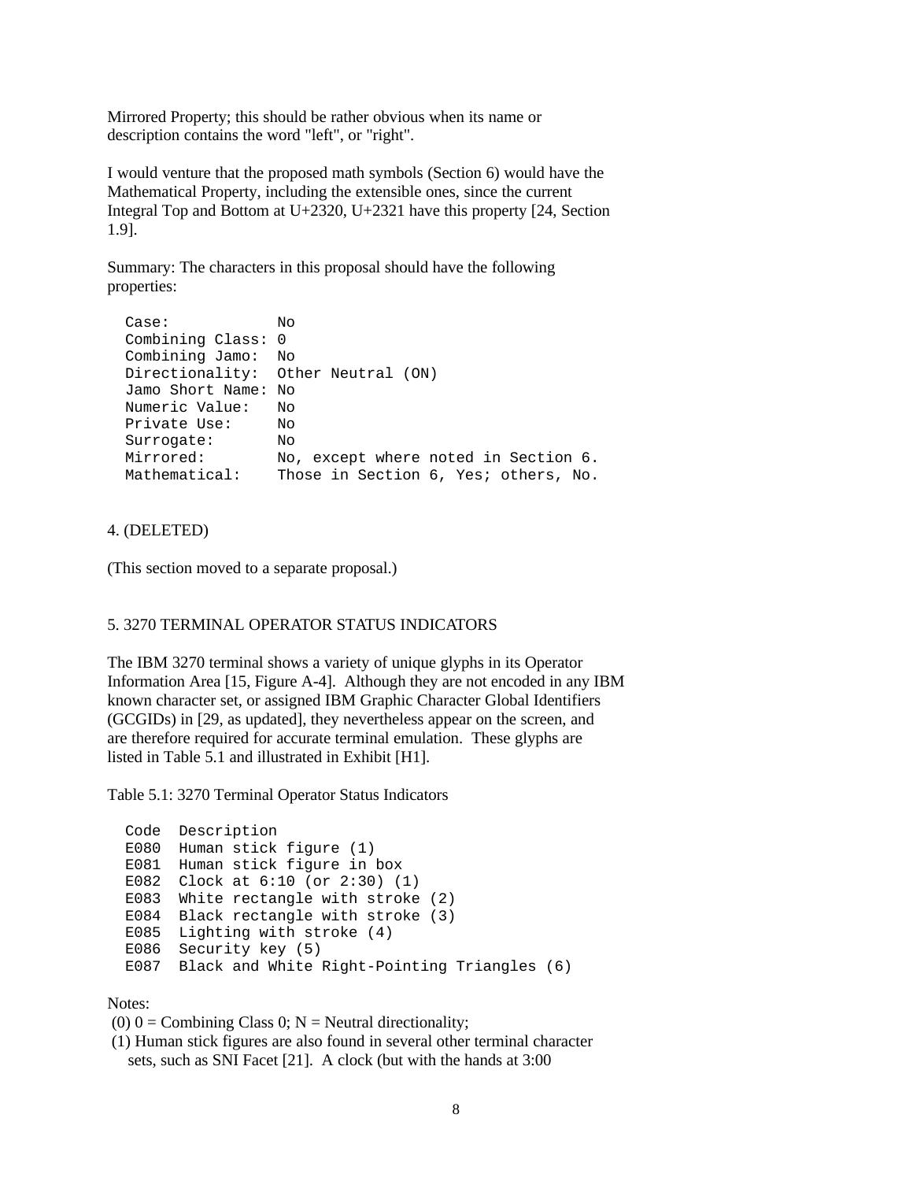Mirrored Property; this should be rather obvious when its name or description contains the word "left", or "right".

I would venture that the proposed math symbols (Section 6) would have the Mathematical Property, including the extensible ones, since the current Integral Top and Bottom at U+2320, U+2321 have this property [24, Section 1.9].

Summary: The characters in this proposal should have the following properties:

```
Case:            No
Combining Class: 0
Combining Jamo:  No
Directionality:  Other Neutral (ON)
Jamo Short Name: No
Numeric Value:   No
Private Use:     No
Surrogate:       No
Mirrored:        No, except where noted in Section 6.
Mathematical:    Those in Section 6, Yes; others, No.
```

4. (DELETED)

(This section moved to a separate proposal.)

5. 3270 TERMINAL OPERATOR STATUS INDICATORS

The IBM 3270 terminal shows a variety of unique glyphs in its Operator Information Area [15, Figure A-4]. Although they are not encoded in any IBM known character set, or assigned IBM Graphic Character Global Identifiers (GCGIDs) in [29, as updated], they nevertheless appear on the screen, and are therefore required for accurate terminal emulation. These glyphs are listed in Table 5.1 and illustrated in Exhibit [H1].

Table 5.1: 3270 Terminal Operator Status Indicators

```
Code  Description
E080  Human stick figure (1)
E081  Human stick figure in box
E082  Clock at 6:10 (or 2:30) (1)
E083  White rectangle with stroke (2)
E084  Black rectangle with stroke (3)
E085  Lighting with stroke (4)
E086  Security key (5)
E087  Black and White Right-Pointing Triangles (6)
```

Notes:

(0) 0 = Combining Class 0; N = Neutral directionality;

(1) Human stick figures are also found in several other terminal character sets, such as SNI Facet [21]. A clock (but with the hands at 3:00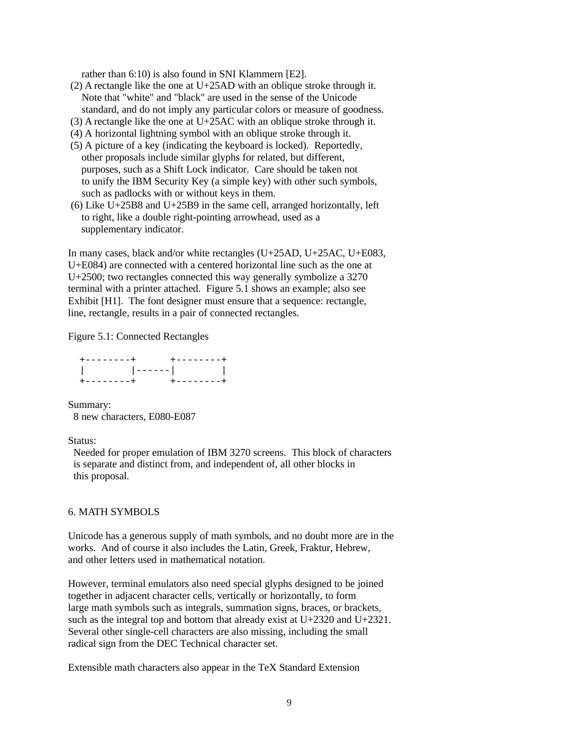rather than 6:10) is also found in SNI Klammern [E2].

(2) A rectangle like the one at U+25AD with an oblique stroke through it. Note that "white" and "black" are used in the sense of the Unicode standard, and do not imply any particular colors or measure of goodness.
(3) A rectangle like the one at U+25AC with an oblique stroke through it.
(4) A horizontal lightning symbol with an oblique stroke through it.
(5) A picture of a key (indicating the keyboard is locked). Reportedly, other proposals include similar glyphs for related, but different, purposes, such as a Shift Lock indicator. Care should be taken not to unify the IBM Security Key (a simple key) with other such symbols, such as padlocks with or without keys in them.
(6) Like U+25B8 and U+25B9 in the same cell, arranged horizontally, left to right, like a double right-pointing arrowhead, used as a supplementary indicator.

In many cases, black and/or white rectangles (U+25AD, U+25AC, U+E083, U+E084) are connected with a centered horizontal line such as the one at U+2500; two rectangles connected this way generally symbolize a 3270 terminal with a printer attached. Figure 5.1 shows an example; also see Exhibit [H1]. The font designer must ensure that a sequence: rectangle, line, rectangle, results in a pair of connected rectangles.

Figure 5.1: Connected Rectangles

```
  +--------+      +--------+
  |        |------|        |
  +--------+      +--------+
```

Summary:
  8 new characters, E080-E087

Status:
  Needed for proper emulation of IBM 3270 screens. This block of characters is separate and distinct from, and independent of, all other blocks in this proposal.

## 6. MATH SYMBOLS

Unicode has a generous supply of math symbols, and no doubt more are in the works. And of course it also includes the Latin, Greek, Fraktur, Hebrew, and other letters used in mathematical notation.

However, terminal emulators also need special glyphs designed to be joined together in adjacent character cells, vertically or horizontally, to form large math symbols such as integrals, summation signs, braces, or brackets, such as the integral top and bottom that already exist at U+2320 and U+2321. Several other single-cell characters are also missing, including the small radical sign from the DEC Technical character set.

Extensible math characters also appear in the TeX Standard Extension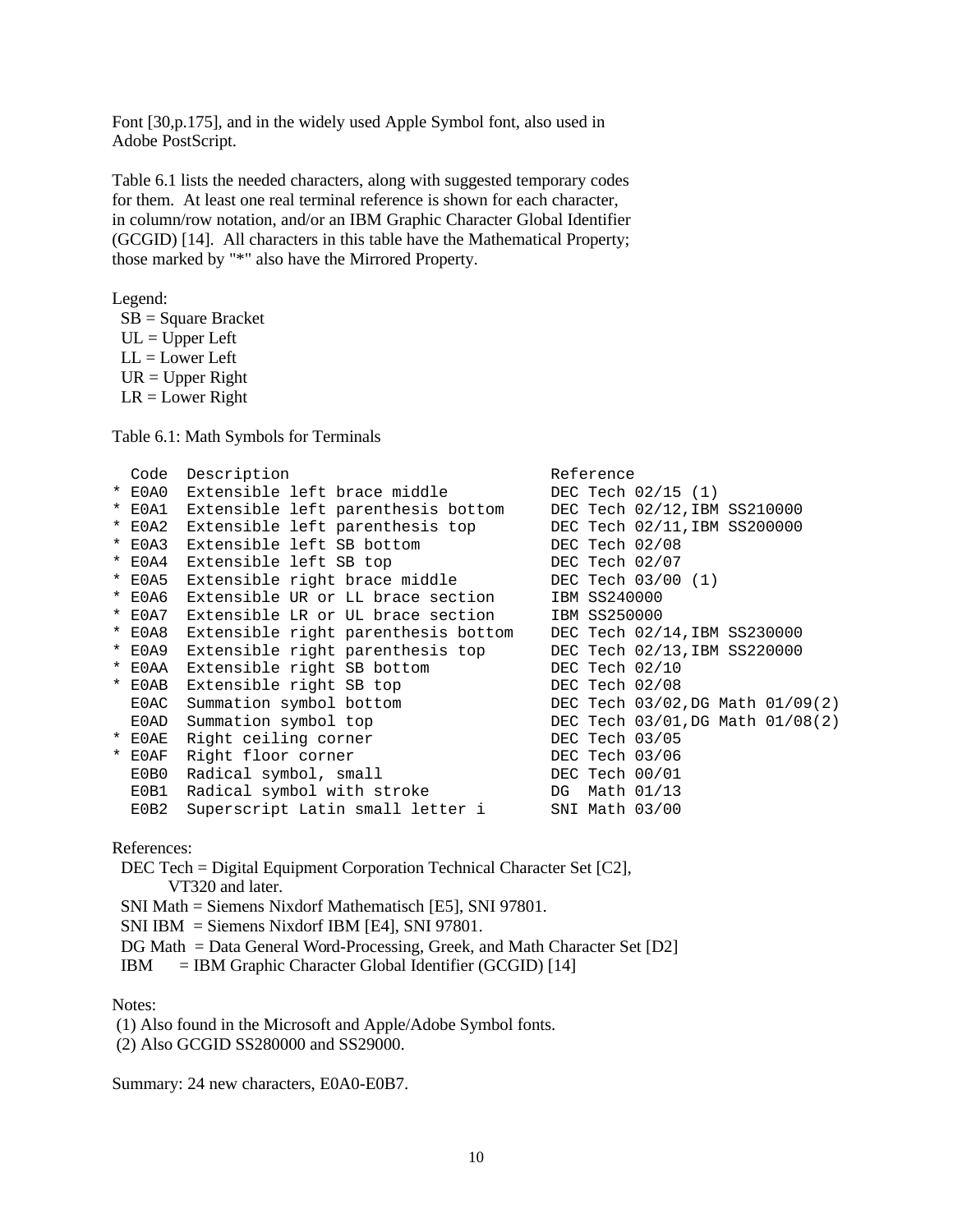Font [30,p.175], and in the widely used Apple Symbol font, also used in Adobe PostScript.

Table 6.1 lists the needed characters, along with suggested temporary codes for them. At least one real terminal reference is shown for each character, in column/row notation, and/or an IBM Graphic Character Global Identifier (GCGID) [14]. All characters in this table have the Mathematical Property; those marked by "*" also have the Mirrored Property.

Legend:
- SB = Square Bracket
- UL = Upper Left
- LL = Lower Left
- UR = Upper Right
- LR = Lower Right

Table 6.1: Math Symbols for Terminals

```
  Code  Description                         Reference
* E0A0  Extensible left brace middle        DEC Tech 02/15 (1)
* E0A1  Extensible left parenthesis bottom  DEC Tech 02/12,IBM SS210000
* E0A2  Extensible left parenthesis top     DEC Tech 02/11,IBM SS200000
* E0A3  Extensible left SB bottom           DEC Tech 02/08
* E0A4  Extensible left SB top              DEC Tech 02/07
* E0A5  Extensible right brace middle       DEC Tech 03/00 (1)
* E0A6  Extensible UR or LL brace section   IBM SS240000
* E0A7  Extensible LR or UL brace section   IBM SS250000
* E0A8  Extensible right parenthesis bottom DEC Tech 02/14,IBM SS230000
* E0A9  Extensible right parenthesis top    DEC Tech 02/13,IBM SS220000
* E0AA  Extensible right SB bottom          DEC Tech 02/10
* E0AB  Extensible right SB top             DEC Tech 02/08
  E0AC  Summation symbol bottom             DEC Tech 03/02,DG Math 01/09(2)
  E0AD  Summation symbol top                DEC Tech 03/01,DG Math 01/08(2)
* E0AE  Right ceiling corner                DEC Tech 03/05
* E0AF  Right floor corner                  DEC Tech 03/06
  E0B0  Radical symbol, small               DEC Tech 00/01
  E0B1  Radical symbol with stroke          DG  Math 01/13
  E0B2  Superscript Latin small letter i    SNI Math 03/00
```

References:
- DEC Tech = Digital Equipment Corporation Technical Character Set [C2], VT320 and later.
- SNI Math = Siemens Nixdorf Mathematisch [E5], SNI 97801.
- SNI IBM = Siemens Nixdorf IBM [E4], SNI 97801.
- DG Math = Data General Word-Processing, Greek, and Math Character Set [D2]
- IBM = IBM Graphic Character Global Identifier (GCGID) [14]

Notes:
(1) Also found in the Microsoft and Apple/Adobe Symbol fonts.
(2) Also GCGID SS280000 and SS29000.

Summary: 24 new characters, E0A0-E0B7.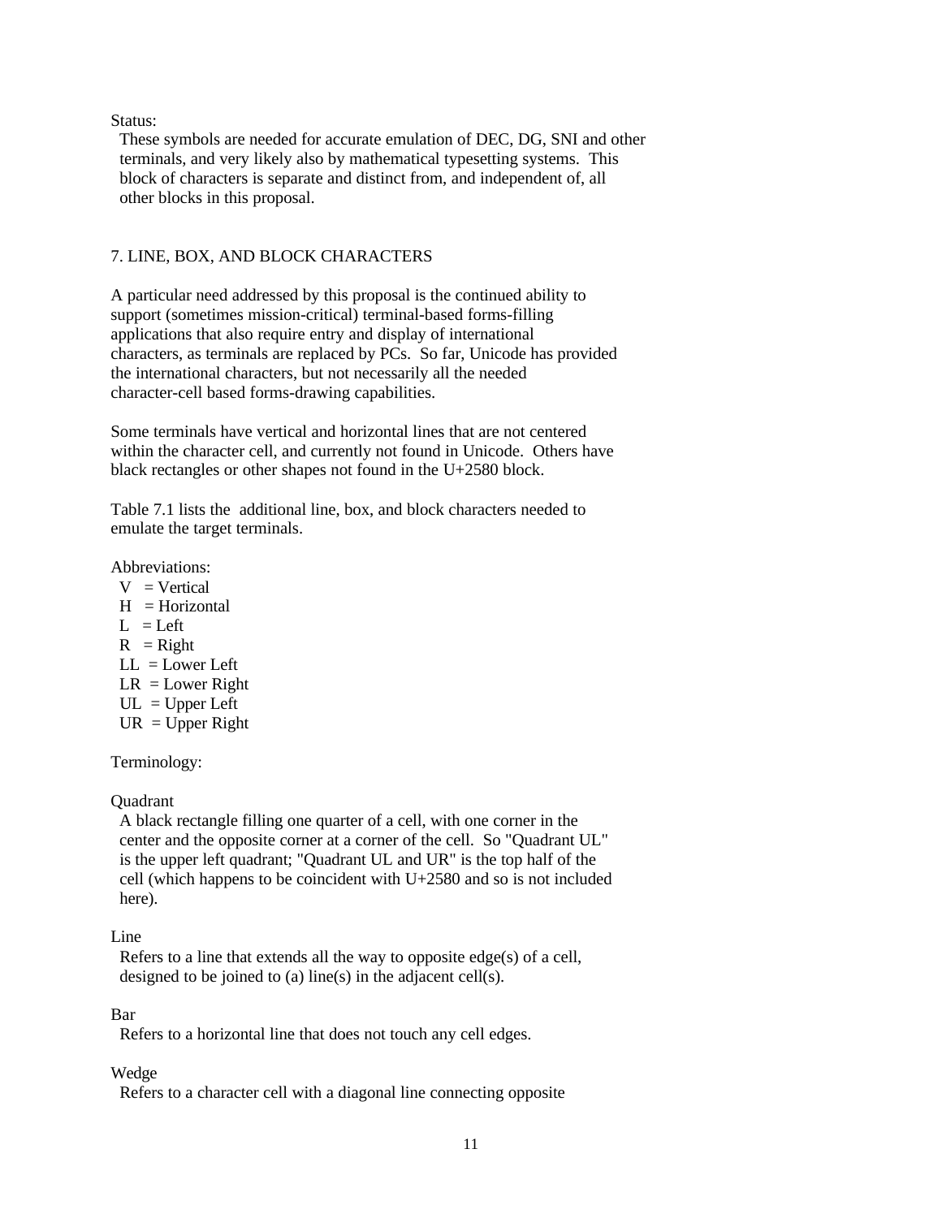Status:

These symbols are needed for accurate emulation of DEC, DG, SNI and other terminals, and very likely also by mathematical typesetting systems. This block of characters is separate and distinct from, and independent of, all other blocks in this proposal.

## 7. LINE, BOX, AND BLOCK CHARACTERS

A particular need addressed by this proposal is the continued ability to support (sometimes mission-critical) terminal-based forms-filling applications that also require entry and display of international characters, as terminals are replaced by PCs. So far, Unicode has provided the international characters, but not necessarily all the needed character-cell based forms-drawing capabilities.

Some terminals have vertical and horizontal lines that are not centered within the character cell, and currently not found in Unicode. Others have black rectangles or other shapes not found in the U+2580 block.

Table 7.1 lists the additional line, box, and block characters needed to emulate the target terminals.

Abbreviations:

- V = Vertical
- H = Horizontal
- L = Left
- R = Right
- LL = Lower Left
- LR = Lower Right
- UL = Upper Left
- UR = Upper Right

Terminology:

Quadrant

A black rectangle filling one quarter of a cell, with one corner in the center and the opposite corner at a corner of the cell. So "Quadrant UL" is the upper left quadrant; "Quadrant UL and UR" is the top half of the cell (which happens to be coincident with U+2580 and so is not included here).

Line

Refers to a line that extends all the way to opposite edge(s) of a cell, designed to be joined to (a) line(s) in the adjacent cell(s).

Bar

Refers to a horizontal line that does not touch any cell edges.

Wedge

Refers to a character cell with a diagonal line connecting opposite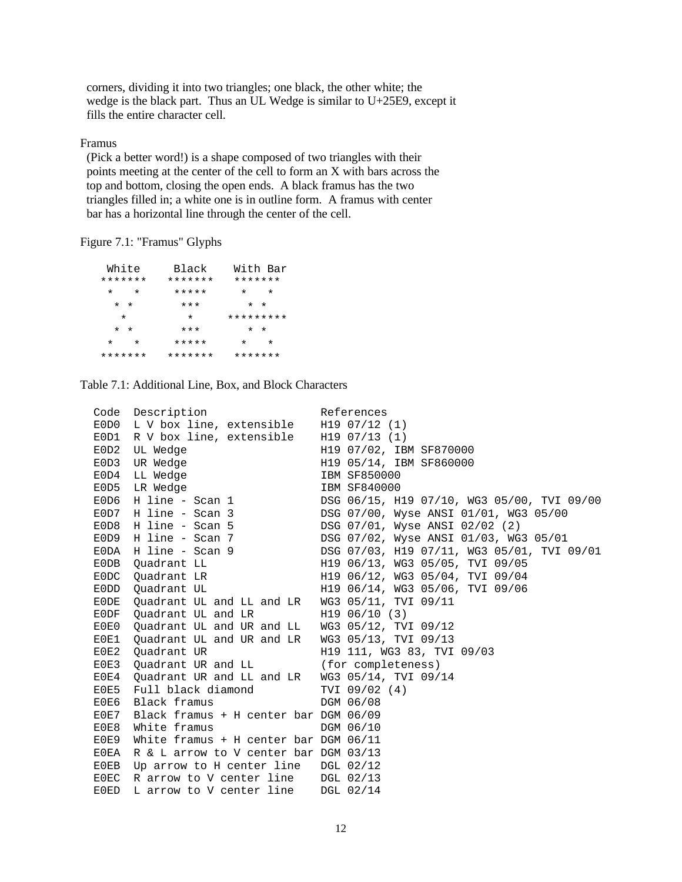corners, dividing it into two triangles; one black, the other white; the wedge is the black part. Thus an UL Wedge is similar to U+25E9, except it fills the entire character cell.

Framus

(Pick a better word!) is a shape composed of two triangles with their points meeting at the center of the cell to form an X with bars across the top and bottom, closing the open ends. A black framus has the two triangles filled in; a white one is in outline form. A framus with center bar has a horizontal line through the center of the cell.

Figure 7.1: "Framus" Glyphs

```
  White     Black    With Bar
 *******   *******   *******
  *   *     *****     *   *
   * *       ***       * *
    *         *      *********
   * *       ***       * *
  *   *     *****     *   *
 *******   *******   *******
```

Table 7.1: Additional Line, Box, and Block Characters

| Code | Description | References |
|---|---|---|
| E0D0 | L V box line, extensible | H19 07/12 (1) |
| E0D1 | R V box line, extensible | H19 07/13 (1) |
| E0D2 | UL Wedge | H19 07/02, IBM SF870000 |
| E0D3 | UR Wedge | H19 05/14, IBM SF860000 |
| E0D4 | LL Wedge | IBM SF850000 |
| E0D5 | LR Wedge | IBM SF840000 |
| E0D6 | H line - Scan 1 | DSG 06/15, H19 07/10, WG3 05/00, TVI 09/00 |
| E0D7 | H line - Scan 3 | DSG 07/00, Wyse ANSI 01/01, WG3 05/00 |
| E0D8 | H line - Scan 5 | DSG 07/01, Wyse ANSI 02/02 (2) |
| E0D9 | H line - Scan 7 | DSG 07/02, Wyse ANSI 01/03, WG3 05/01 |
| E0DA | H line - Scan 9 | DSG 07/03, H19 07/11, WG3 05/01, TVI 09/01 |
| E0DB | Quadrant LL | H19 06/13, WG3 05/05, TVI 09/05 |
| E0DC | Quadrant LR | H19 06/12, WG3 05/04, TVI 09/04 |
| E0DD | Quadrant UL | H19 06/14, WG3 05/06, TVI 09/06 |
| E0DE | Quadrant UL and LL and LR | WG3 05/11, TVI 09/11 |
| E0DF | Quadrant UL and LR | H19 06/10 (3) |
| E0E0 | Quadrant UL and UR and LL | WG3 05/12, TVI 09/12 |
| E0E1 | Quadrant UL and UR and LR | WG3 05/13, TVI 09/13 |
| E0E2 | Quadrant UR | H19 111, WG3 83, TVI 09/03 |
| E0E3 | Quadrant UR and LL | (for completeness) |
| E0E4 | Quadrant UR and LL and LR | WG3 05/14, TVI 09/14 |
| E0E5 | Full black diamond | TVI 09/02 (4) |
| E0E6 | Black framus | DGM 06/08 |
| E0E7 | Black framus + H center bar | DGM 06/09 |
| E0E8 | White framus | DGM 06/10 |
| E0E9 | White framus + H center bar | DGM 06/11 |
| E0EA | R & L arrow to V center bar | DGM 03/13 |
| E0EB | Up arrow to H center line | DGL 02/12 |
| E0EC | R arrow to V center line | DGL 02/13 |
| E0ED | L arrow to V center line | DGL 02/14 |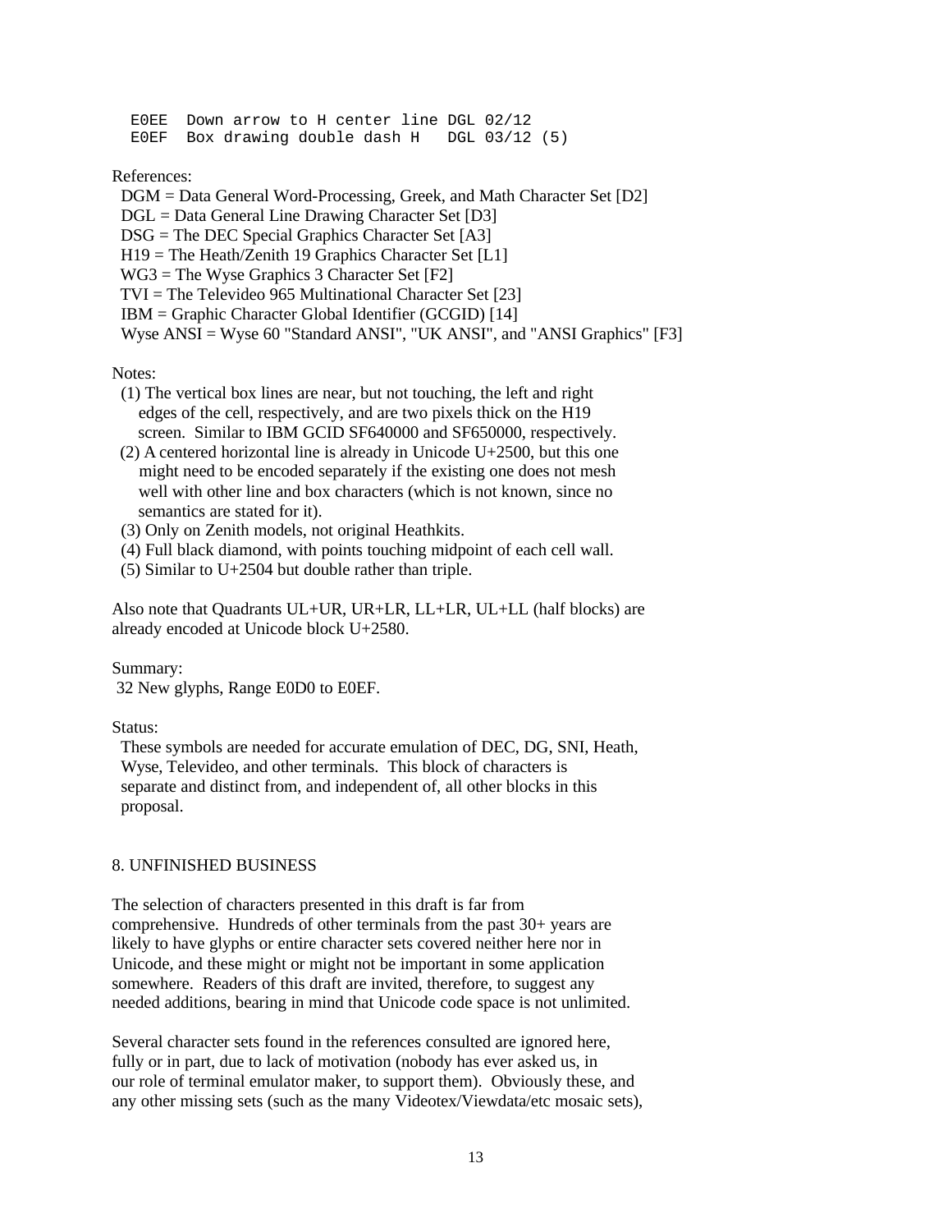```
  E0EE  Down arrow to H center line DGL 02/12
  E0EF  Box drawing double dash H   DGL 03/12 (5)
```

References:

DGM = Data General Word-Processing, Greek, and Math Character Set [D2]
DGL = Data General Line Drawing Character Set [D3]
DSG = The DEC Special Graphics Character Set [A3]
H19 = The Heath/Zenith 19 Graphics Character Set [L1]
WG3 = The Wyse Graphics 3 Character Set [F2]
TVI = The Televideo 965 Multinational Character Set [23]
IBM = Graphic Character Global Identifier (GCGID) [14]
Wyse ANSI = Wyse 60 "Standard ANSI", "UK ANSI", and "ANSI Graphics" [F3]

Notes:

(1) The vertical box lines are near, but not touching, the left and right edges of the cell, respectively, and are two pixels thick on the H19 screen. Similar to IBM GCID SF640000 and SF650000, respectively.
(2) A centered horizontal line is already in Unicode U+2500, but this one might need to be encoded separately if the existing one does not mesh well with other line and box characters (which is not known, since no semantics are stated for it).
(3) Only on Zenith models, not original Heathkits.
(4) Full black diamond, with points touching midpoint of each cell wall.
(5) Similar to U+2504 but double rather than triple.

Also note that Quadrants UL+UR, UR+LR, LL+LR, UL+LL (half blocks) are already encoded at Unicode block U+2580.

Summary:
32 New glyphs, Range E0D0 to E0EF.

Status:
These symbols are needed for accurate emulation of DEC, DG, SNI, Heath, Wyse, Televideo, and other terminals. This block of characters is separate and distinct from, and independent of, all other blocks in this proposal.

## 8. UNFINISHED BUSINESS

The selection of characters presented in this draft is far from comprehensive. Hundreds of other terminals from the past 30+ years are likely to have glyphs or entire character sets covered neither here nor in Unicode, and these might or might not be important in some application somewhere. Readers of this draft are invited, therefore, to suggest any needed additions, bearing in mind that Unicode code space is not unlimited.

Several character sets found in the references consulted are ignored here, fully or in part, due to lack of motivation (nobody has ever asked us, in our role of terminal emulator maker, to support them). Obviously these, and any other missing sets (such as the many Videotex/Viewdata/etc mosaic sets),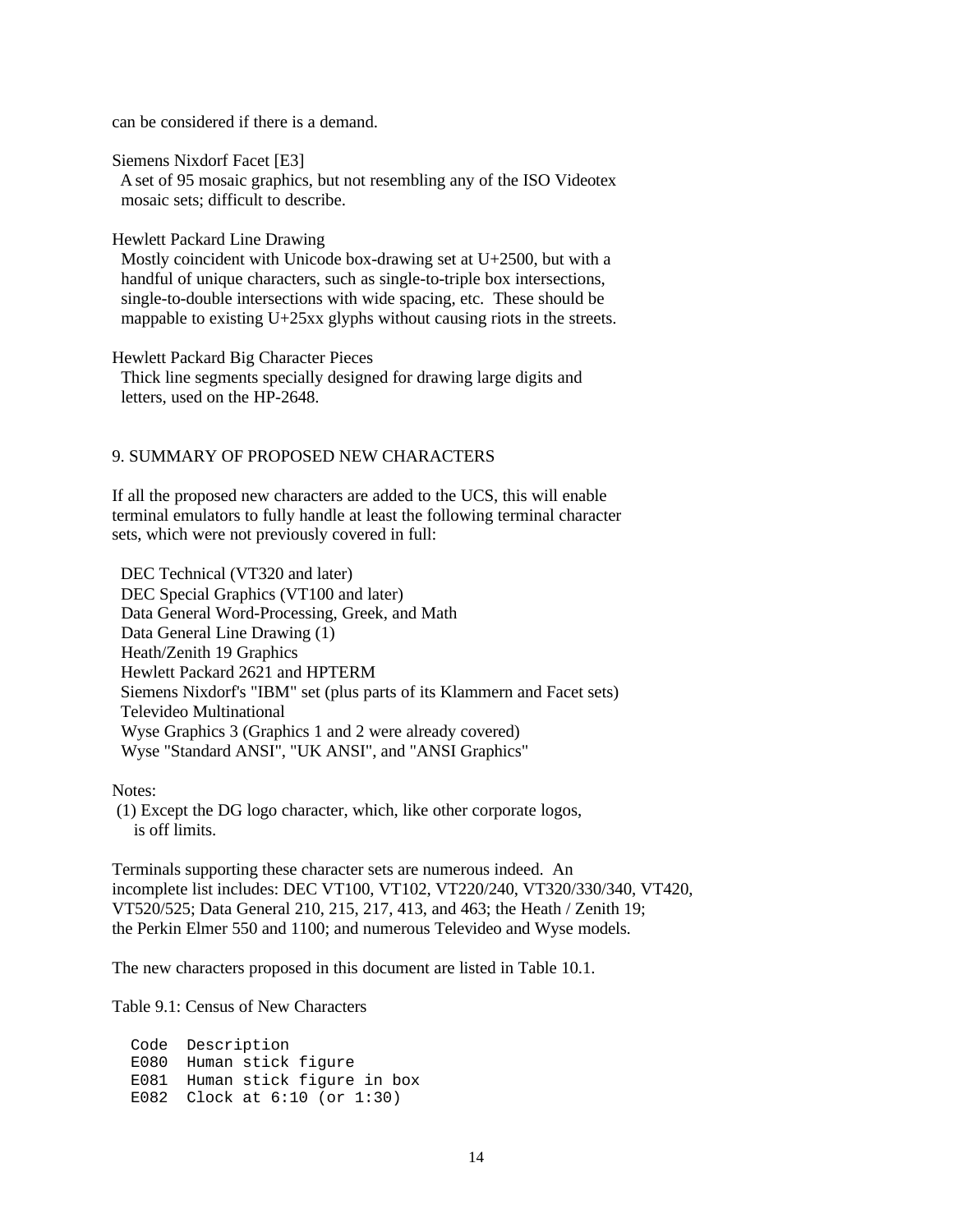can be considered if there is a demand.

Siemens Nixdorf Facet [E3]
  A set of 95 mosaic graphics, but not resembling any of the ISO Videotex
  mosaic sets; difficult to describe.

Hewlett Packard Line Drawing
  Mostly coincident with Unicode box-drawing set at U+2500, but with a
  handful of unique characters, such as single-to-triple box intersections,
  single-to-double intersections with wide spacing, etc.  These should be
  mappable to existing U+25xx glyphs without causing riots in the streets.

Hewlett Packard Big Character Pieces
  Thick line segments specially designed for drawing large digits and
  letters, used on the HP-2648.

## 9. SUMMARY OF PROPOSED NEW CHARACTERS

If all the proposed new characters are added to the UCS, this will enable terminal emulators to fully handle at least the following terminal character sets, which were not previously covered in full:

- DEC Technical (VT320 and later)
- DEC Special Graphics (VT100 and later)
- Data General Word-Processing, Greek, and Math
- Data General Line Drawing (1)
- Heath/Zenith 19 Graphics
- Hewlett Packard 2621 and HPTERM
- Siemens Nixdorf's "IBM" set (plus parts of its Klammern and Facet sets)
- Televideo Multinational
- Wyse Graphics 3 (Graphics 1 and 2 were already covered)
- Wyse "Standard ANSI", "UK ANSI", and "ANSI Graphics"

Notes:
(1) Except the DG logo character, which, like other corporate logos, is off limits.

Terminals supporting these character sets are numerous indeed.  An incomplete list includes: DEC VT100, VT102, VT220/240, VT320/330/340, VT420, VT520/525; Data General 210, 215, 217, 413, and 463; the Heath / Zenith 19; the Perkin Elmer 550 and 1100; and numerous Televideo and Wyse models.

The new characters proposed in this document are listed in Table 10.1.

Table 9.1: Census of New Characters

```
  Code  Description
  E080  Human stick figure
  E081  Human stick figure in box
  E082  Clock at 6:10 (or 1:30)
```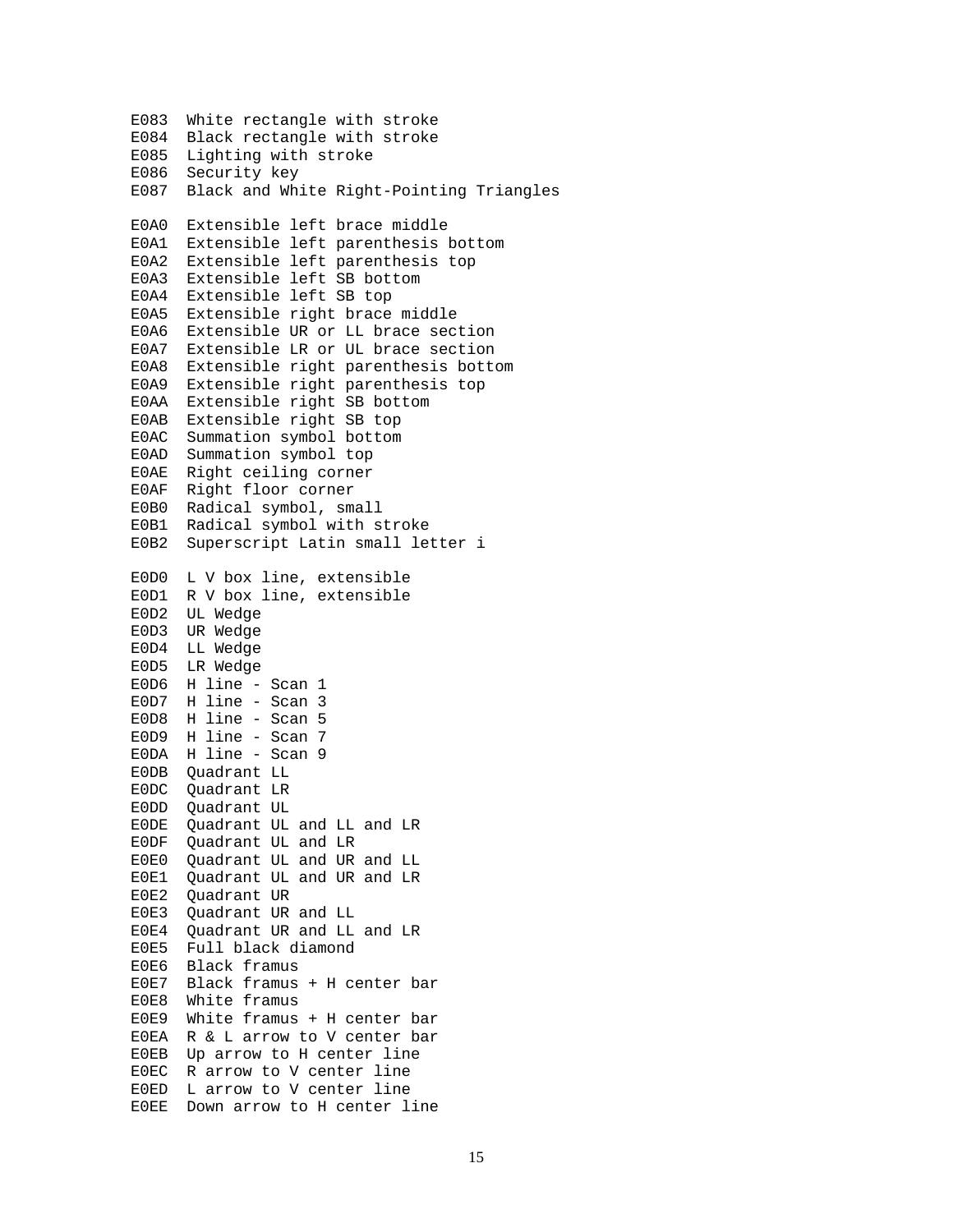```
E083  White rectangle with stroke
E084  Black rectangle with stroke
E085  Lighting with stroke
E086  Security key
E087  Black and White Right-Pointing Triangles

E0A0  Extensible left brace middle
E0A1  Extensible left parenthesis bottom
E0A2  Extensible left parenthesis top
E0A3  Extensible left SB bottom
E0A4  Extensible left SB top
E0A5  Extensible right brace middle
E0A6  Extensible UR or LL brace section
E0A7  Extensible LR or UL brace section
E0A8  Extensible right parenthesis bottom
E0A9  Extensible right parenthesis top
E0AA  Extensible right SB bottom
E0AB  Extensible right SB top
E0AC  Summation symbol bottom
E0AD  Summation symbol top
E0AE  Right ceiling corner
E0AF  Right floor corner
E0B0  Radical symbol, small
E0B1  Radical symbol with stroke
E0B2  Superscript Latin small letter i

E0D0  L V box line, extensible
E0D1  R V box line, extensible
E0D2  UL Wedge
E0D3  UR Wedge
E0D4  LL Wedge
E0D5  LR Wedge
E0D6  H line - Scan 1
E0D7  H line - Scan 3
E0D8  H line - Scan 5
E0D9  H line - Scan 7
E0DA  H line - Scan 9
E0DB  Quadrant LL
E0DC  Quadrant LR
E0DD  Quadrant UL
E0DE  Quadrant UL and LL and LR
E0DF  Quadrant UL and LR
E0E0  Quadrant UL and UR and LL
E0E1  Quadrant UL and UR and LR
E0E2  Quadrant UR
E0E3  Quadrant UR and LL
E0E4  Quadrant UR and LL and LR
E0E5  Full black diamond
E0E6  Black framus
E0E7  Black framus + H center bar
E0E8  White framus
E0E9  White framus + H center bar
E0EA  R & L arrow to V center bar
E0EB  Up arrow to H center line
E0EC  R arrow to V center line
E0ED  L arrow to V center line
E0EE  Down arrow to H center line
```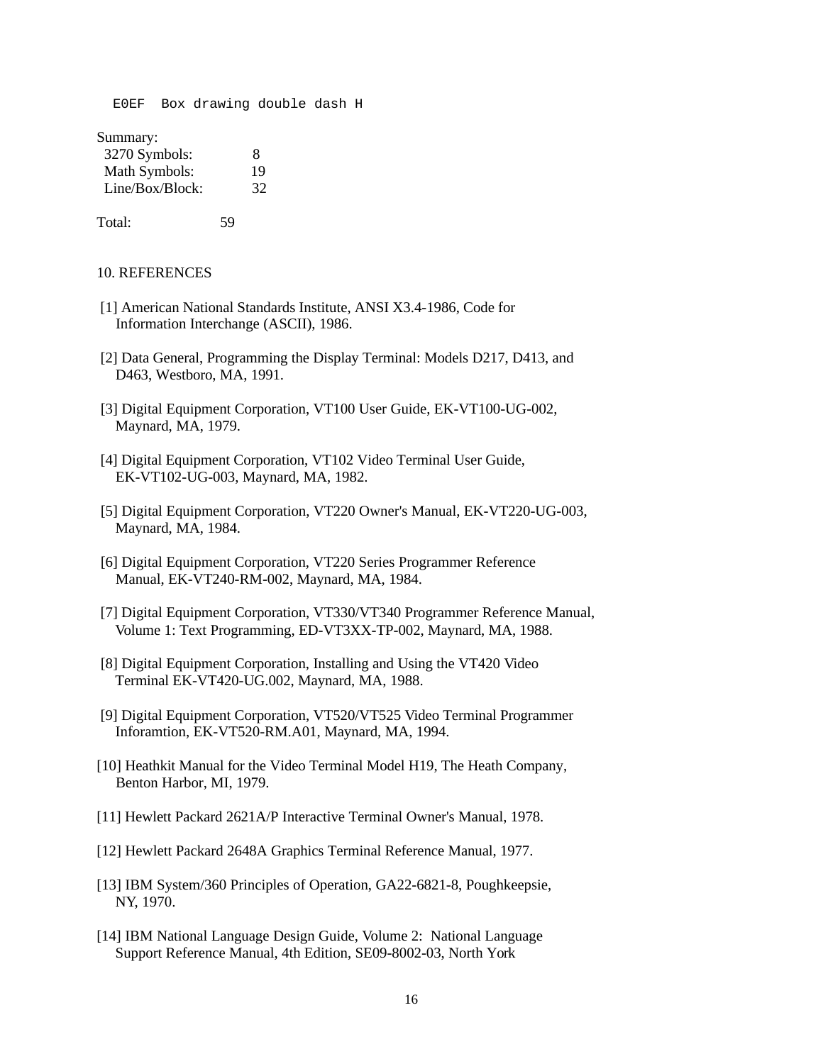```
  E0EF  Box drawing double dash H
```

Summary:

| | |
|---|---|
| 3270 Symbols: | 8 |
| Math Symbols: | 19 |
| Line/Box/Block: | 32 |

Total: 59

## 10. REFERENCES

[1] American National Standards Institute, ANSI X3.4-1986, Code for Information Interchange (ASCII), 1986.

[2] Data General, Programming the Display Terminal: Models D217, D413, and D463, Westboro, MA, 1991.

[3] Digital Equipment Corporation, VT100 User Guide, EK-VT100-UG-002, Maynard, MA, 1979.

[4] Digital Equipment Corporation, VT102 Video Terminal User Guide, EK-VT102-UG-003, Maynard, MA, 1982.

[5] Digital Equipment Corporation, VT220 Owner's Manual, EK-VT220-UG-003, Maynard, MA, 1984.

[6] Digital Equipment Corporation, VT220 Series Programmer Reference Manual, EK-VT240-RM-002, Maynard, MA, 1984.

[7] Digital Equipment Corporation, VT330/VT340 Programmer Reference Manual, Volume 1: Text Programming, ED-VT3XX-TP-002, Maynard, MA, 1988.

[8] Digital Equipment Corporation, Installing and Using the VT420 Video Terminal EK-VT420-UG.002, Maynard, MA, 1988.

[9] Digital Equipment Corporation, VT520/VT525 Video Terminal Programmer Inforamtion, EK-VT520-RM.A01, Maynard, MA, 1994.

[10] Heathkit Manual for the Video Terminal Model H19, The Heath Company, Benton Harbor, MI, 1979.

[11] Hewlett Packard 2621A/P Interactive Terminal Owner's Manual, 1978.

[12] Hewlett Packard 2648A Graphics Terminal Reference Manual, 1977.

[13] IBM System/360 Principles of Operation, GA22-6821-8, Poughkeepsie, NY, 1970.

[14] IBM National Language Design Guide, Volume 2: National Language Support Reference Manual, 4th Edition, SE09-8002-03, North York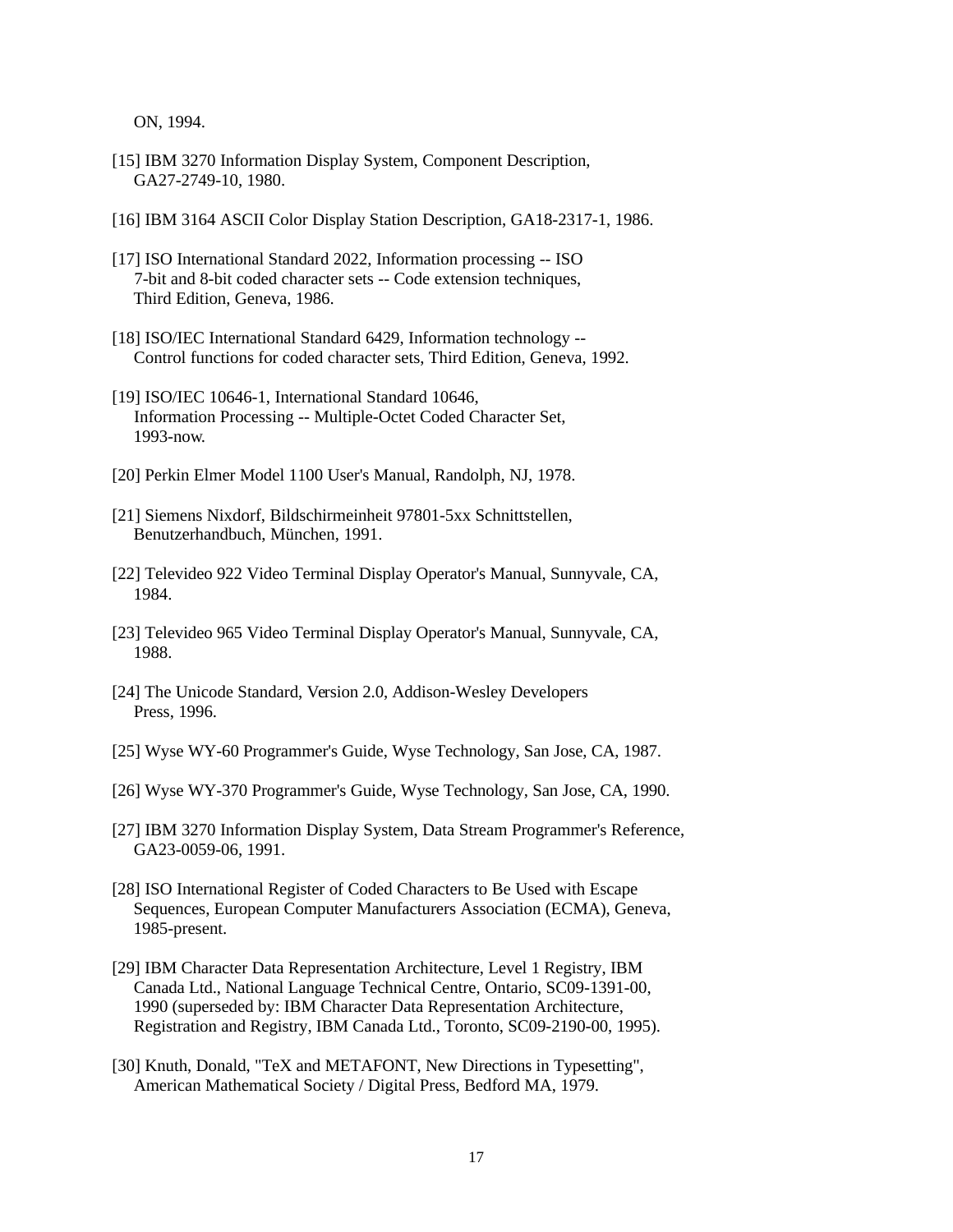ON, 1994.

[15] IBM 3270 Information Display System, Component Description, GA27-2749-10, 1980.

[16] IBM 3164 ASCII Color Display Station Description, GA18-2317-1, 1986.

[17] ISO International Standard 2022, Information processing -- ISO 7-bit and 8-bit coded character sets -- Code extension techniques, Third Edition, Geneva, 1986.

[18] ISO/IEC International Standard 6429, Information technology -- Control functions for coded character sets, Third Edition, Geneva, 1992.

[19] ISO/IEC 10646-1, International Standard 10646, Information Processing -- Multiple-Octet Coded Character Set, 1993-now.

[20] Perkin Elmer Model 1100 User's Manual, Randolph, NJ, 1978.

[21] Siemens Nixdorf, Bildschirmeinheit 97801-5xx Schnittstellen, Benutzerhandbuch, München, 1991.

[22] Televideo 922 Video Terminal Display Operator's Manual, Sunnyvale, CA, 1984.

[23] Televideo 965 Video Terminal Display Operator's Manual, Sunnyvale, CA, 1988.

[24] The Unicode Standard, Version 2.0, Addison-Wesley Developers Press, 1996.

[25] Wyse WY-60 Programmer's Guide, Wyse Technology, San Jose, CA, 1987.

[26] Wyse WY-370 Programmer's Guide, Wyse Technology, San Jose, CA, 1990.

[27] IBM 3270 Information Display System, Data Stream Programmer's Reference, GA23-0059-06, 1991.

[28] ISO International Register of Coded Characters to Be Used with Escape Sequences, European Computer Manufacturers Association (ECMA), Geneva, 1985-present.

[29] IBM Character Data Representation Architecture, Level 1 Registry, IBM Canada Ltd., National Language Technical Centre, Ontario, SC09-1391-00, 1990 (superseded by: IBM Character Data Representation Architecture, Registration and Registry, IBM Canada Ltd., Toronto, SC09-2190-00, 1995).

[30] Knuth, Donald, "TeX and METAFONT, New Directions in Typesetting", American Mathematical Society / Digital Press, Bedford MA, 1979.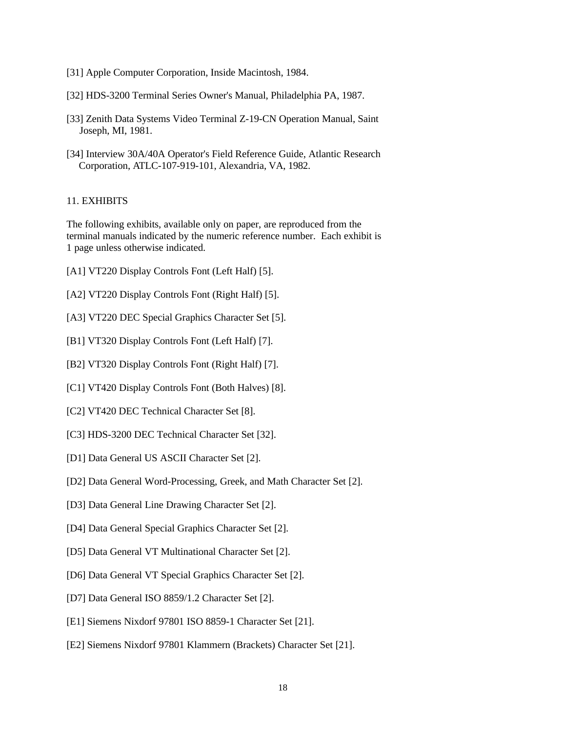[31] Apple Computer Corporation, Inside Macintosh, 1984.

[32] HDS-3200 Terminal Series Owner's Manual, Philadelphia PA, 1987.

[33] Zenith Data Systems Video Terminal Z-19-CN Operation Manual, Saint Joseph, MI, 1981.

[34] Interview 30A/40A Operator's Field Reference Guide, Atlantic Research Corporation, ATLC-107-919-101, Alexandria, VA, 1982.

## 11. EXHIBITS

The following exhibits, available only on paper, are reproduced from the terminal manuals indicated by the numeric reference number. Each exhibit is 1 page unless otherwise indicated.

[A1] VT220 Display Controls Font (Left Half) [5].

[A2] VT220 Display Controls Font (Right Half) [5].

[A3] VT220 DEC Special Graphics Character Set [5].

[B1] VT320 Display Controls Font (Left Half) [7].

[B2] VT320 Display Controls Font (Right Half) [7].

[C1] VT420 Display Controls Font (Both Halves) [8].

[C2] VT420 DEC Technical Character Set [8].

[C3] HDS-3200 DEC Technical Character Set [32].

[D1] Data General US ASCII Character Set [2].

[D2] Data General Word-Processing, Greek, and Math Character Set [2].

[D3] Data General Line Drawing Character Set [2].

[D4] Data General Special Graphics Character Set [2].

[D5] Data General VT Multinational Character Set [2].

[D6] Data General VT Special Graphics Character Set [2].

[D7] Data General ISO 8859/1.2 Character Set [2].

[E1] Siemens Nixdorf 97801 ISO 8859-1 Character Set [21].

[E2] Siemens Nixdorf 97801 Klammern (Brackets) Character Set [21].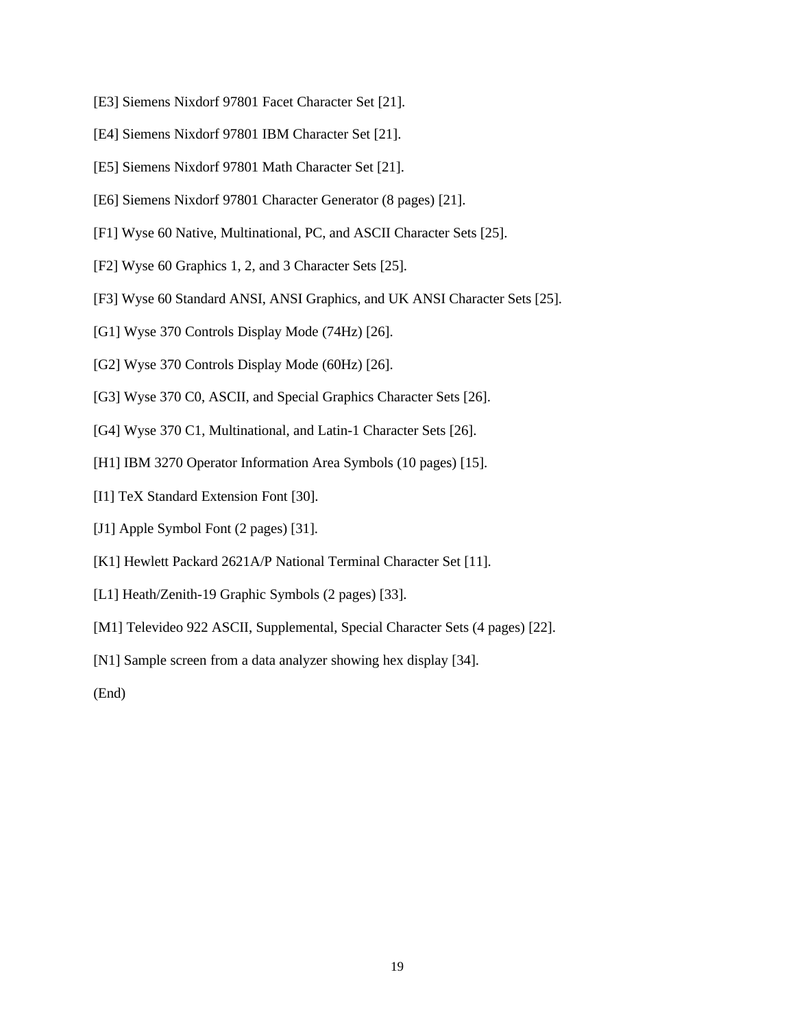[E3] Siemens Nixdorf 97801 Facet Character Set [21].

[E4] Siemens Nixdorf 97801 IBM Character Set [21].

[E5] Siemens Nixdorf 97801 Math Character Set [21].

[E6] Siemens Nixdorf 97801 Character Generator (8 pages) [21].

[F1] Wyse 60 Native, Multinational, PC, and ASCII Character Sets [25].

[F2] Wyse 60 Graphics 1, 2, and 3 Character Sets [25].

[F3] Wyse 60 Standard ANSI, ANSI Graphics, and UK ANSI Character Sets [25].

[G1] Wyse 370 Controls Display Mode (74Hz) [26].

[G2] Wyse 370 Controls Display Mode (60Hz) [26].

[G3] Wyse 370 C0, ASCII, and Special Graphics Character Sets [26].

[G4] Wyse 370 C1, Multinational, and Latin-1 Character Sets [26].

[H1] IBM 3270 Operator Information Area Symbols (10 pages) [15].

[I1] TeX Standard Extension Font [30].

[J1] Apple Symbol Font (2 pages) [31].

[K1] Hewlett Packard 2621A/P National Terminal Character Set [11].

[L1] Heath/Zenith-19 Graphic Symbols (2 pages) [33].

[M1] Televideo 922 ASCII, Supplemental, Special Character Sets (4 pages) [22].

[N1] Sample screen from a data analyzer showing hex display [34].

(End)